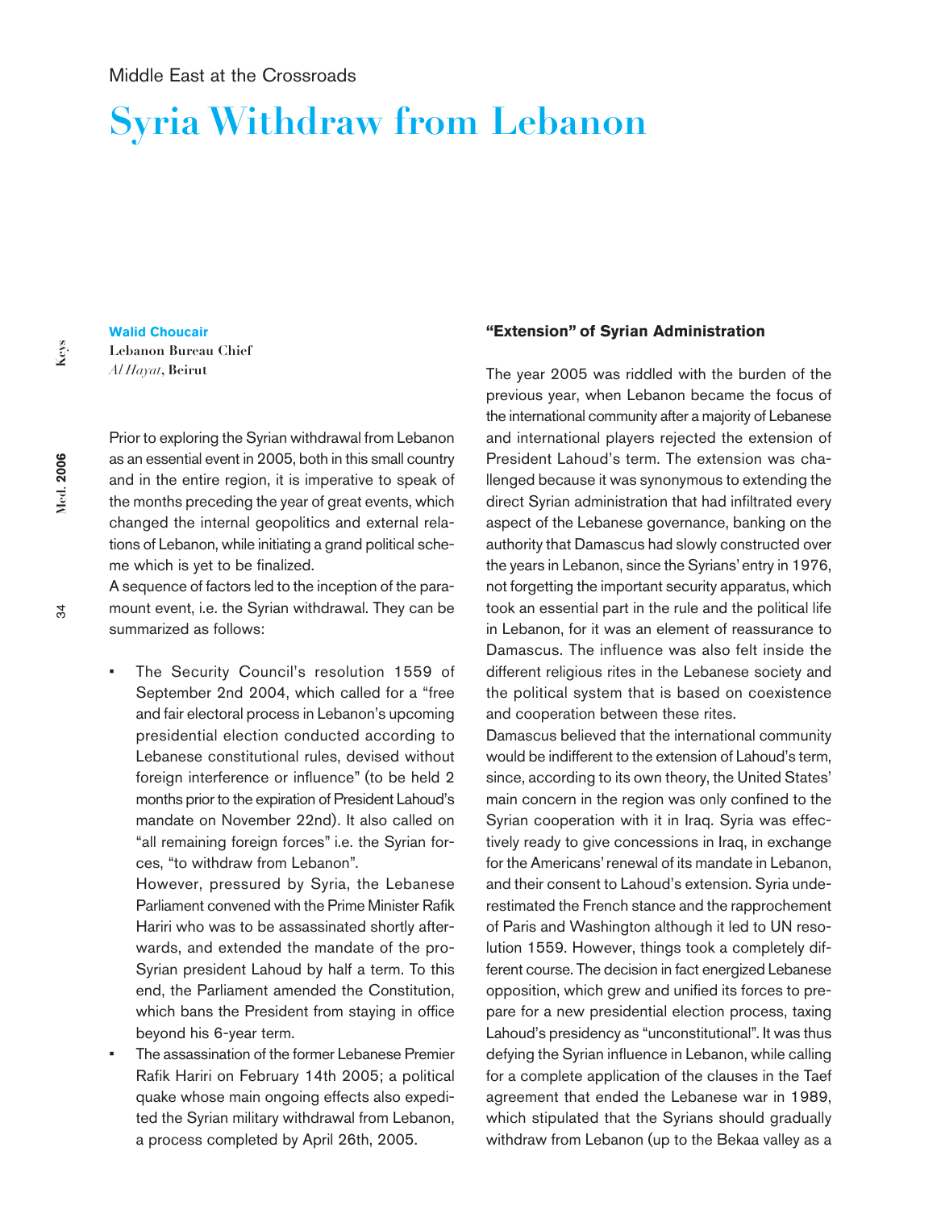Middle East at the Crossroads

# Syria Withdraw from Lebanon

**Walid Choucair**
**Lebanon Bureau Chief**
*Al Hayat*, **Beirut**

Prior to exploring the Syrian withdrawal from Lebanon as an essential event in 2005, both in this small country and in the entire region, it is imperative to speak of the months preceding the year of great events, which changed the internal geopolitics and external relations of Lebanon, while initiating a grand political scheme which is yet to be finalized.

A sequence of factors led to the inception of the paramount event, i.e. the Syrian withdrawal. They can be summarized as follows:

- The Security Council's resolution 1559 of September 2nd 2004, which called for a "free and fair electoral process in Lebanon's upcoming presidential election conducted according to Lebanese constitutional rules, devised without foreign interference or influence" (to be held 2 months prior to the expiration of President Lahoud's mandate on November 22nd). It also called on "all remaining foreign forces" i.e. the Syrian forces, "to withdraw from Lebanon".

  However, pressured by Syria, the Lebanese Parliament convened with the Prime Minister Rafik Hariri who was to be assassinated shortly afterwards, and extended the mandate of the pro-Syrian president Lahoud by half a term. To this end, the Parliament amended the Constitution, which bans the President from staying in office beyond his 6-year term.
- The assassination of the former Lebanese Premier Rafik Hariri on February 14th 2005; a political quake whose main ongoing effects also expedited the Syrian military withdrawal from Lebanon, a process completed by April 26th, 2005.

### "Extension" of Syrian Administration

The year 2005 was riddled with the burden of the previous year, when Lebanon became the focus of the international community after a majority of Lebanese and international players rejected the extension of President Lahoud's term. The extension was challenged because it was synonymous to extending the direct Syrian administration that had infiltrated every aspect of the Lebanese governance, banking on the authority that Damascus had slowly constructed over the years in Lebanon, since the Syrians' entry in 1976, not forgetting the important security apparatus, which took an essential part in the rule and the political life in Lebanon, for it was an element of reassurance to Damascus. The influence was also felt inside the different religious rites in the Lebanese society and the political system that is based on coexistence and cooperation between these rites.

Damascus believed that the international community would be indifferent to the extension of Lahoud's term, since, according to its own theory, the United States' main concern in the region was only confined to the Syrian cooperation with it in Iraq. Syria was effectively ready to give concessions in Iraq, in exchange for the Americans' renewal of its mandate in Lebanon, and their consent to Lahoud's extension. Syria underestimated the French stance and the rapprochement of Paris and Washington although it led to UN resolution 1559. However, things took a completely different course. The decision in fact energized Lebanese opposition, which grew and unified its forces to prepare for a new presidential election process, taxing Lahoud's presidency as "unconstitutional". It was thus defying the Syrian influence in Lebanon, while calling for a complete application of the clauses in the Taef agreement that ended the Lebanese war in 1989, which stipulated that the Syrians should gradually withdraw from Lebanon (up to the Bekaa valley as a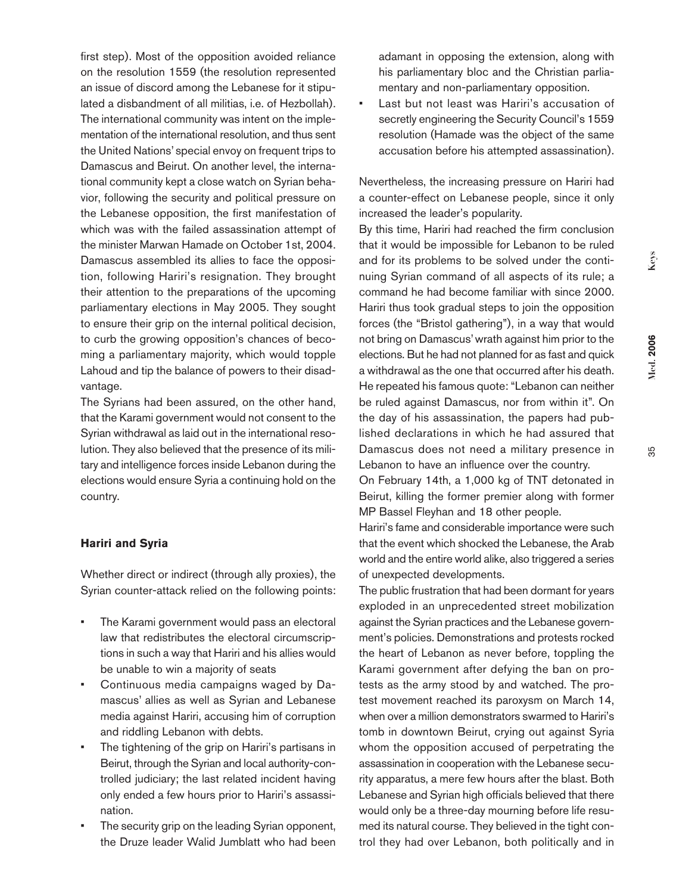first step). Most of the opposition avoided reliance on the resolution 1559 (the resolution represented an issue of discord among the Lebanese for it stipulated a disbandment of all militias, i.e. of Hezbollah). The international community was intent on the implementation of the international resolution, and thus sent the United Nations' special envoy on frequent trips to Damascus and Beirut. On another level, the international community kept a close watch on Syrian behavior, following the security and political pressure on the Lebanese opposition, the first manifestation of which was with the failed assassination attempt of the minister Marwan Hamade on October 1st, 2004. Damascus assembled its allies to face the opposition, following Hariri's resignation. They brought their attention to the preparations of the upcoming parliamentary elections in May 2005. They sought to ensure their grip on the internal political decision, to curb the growing opposition's chances of becoming a parliamentary majority, which would topple Lahoud and tip the balance of powers to their disadvantage.

The Syrians had been assured, on the other hand, that the Karami government would not consent to the Syrian withdrawal as laid out in the international resolution. They also believed that the presence of its military and intelligence forces inside Lebanon during the elections would ensure Syria a continuing hold on the country.

### Hariri and Syria

Whether direct or indirect (through ally proxies), the Syrian counter-attack relied on the following points:

- The Karami government would pass an electoral law that redistributes the electoral circumscriptions in such a way that Hariri and his allies would be unable to win a majority of seats
- Continuous media campaigns waged by Damascus' allies as well as Syrian and Lebanese media against Hariri, accusing him of corruption and riddling Lebanon with debts.
- The tightening of the grip on Hariri's partisans in Beirut, through the Syrian and local authority-controlled judiciary; the last related incident having only ended a few hours prior to Hariri's assassination.
- The security grip on the leading Syrian opponent, the Druze leader Walid Jumblatt who had been adamant in opposing the extension, along with his parliamentary bloc and the Christian parliamentary and non-parliamentary opposition.
- Last but not least was Hariri's accusation of secretly engineering the Security Council's 1559 resolution (Hamade was the object of the same accusation before his attempted assassination).

Nevertheless, the increasing pressure on Hariri had a counter-effect on Lebanese people, since it only increased the leader's popularity.

By this time, Hariri had reached the firm conclusion that it would be impossible for Lebanon to be ruled and for its problems to be solved under the continuing Syrian command of all aspects of its rule; a command he had become familiar with since 2000. Hariri thus took gradual steps to join the opposition forces (the "Bristol gathering"), in a way that would not bring on Damascus' wrath against him prior to the elections. But he had not planned for as fast and quick a withdrawal as the one that occurred after his death. He repeated his famous quote: "Lebanon can neither be ruled against Damascus, nor from within it". On the day of his assassination, the papers had published declarations in which he had assured that Damascus does not need a military presence in Lebanon to have an influence over the country.

On February 14th, a 1,000 kg of TNT detonated in Beirut, killing the former premier along with former MP Bassel Fleyhan and 18 other people.

Hariri's fame and considerable importance were such that the event which shocked the Lebanese, the Arab world and the entire world alike, also triggered a series of unexpected developments.

The public frustration that had been dormant for years exploded in an unprecedented street mobilization against the Syrian practices and the Lebanese government's policies. Demonstrations and protests rocked the heart of Lebanon as never before, toppling the Karami government after defying the ban on protests as the army stood by and watched. The protest movement reached its paroxysm on March 14, when over a million demonstrators swarmed to Hariri's tomb in downtown Beirut, crying out against Syria whom the opposition accused of perpetrating the assassination in cooperation with the Lebanese security apparatus, a mere few hours after the blast. Both Lebanese and Syrian high officials believed that there would only be a three-day mourning before life resumed its natural course. They believed in the tight control they had over Lebanon, both politically and in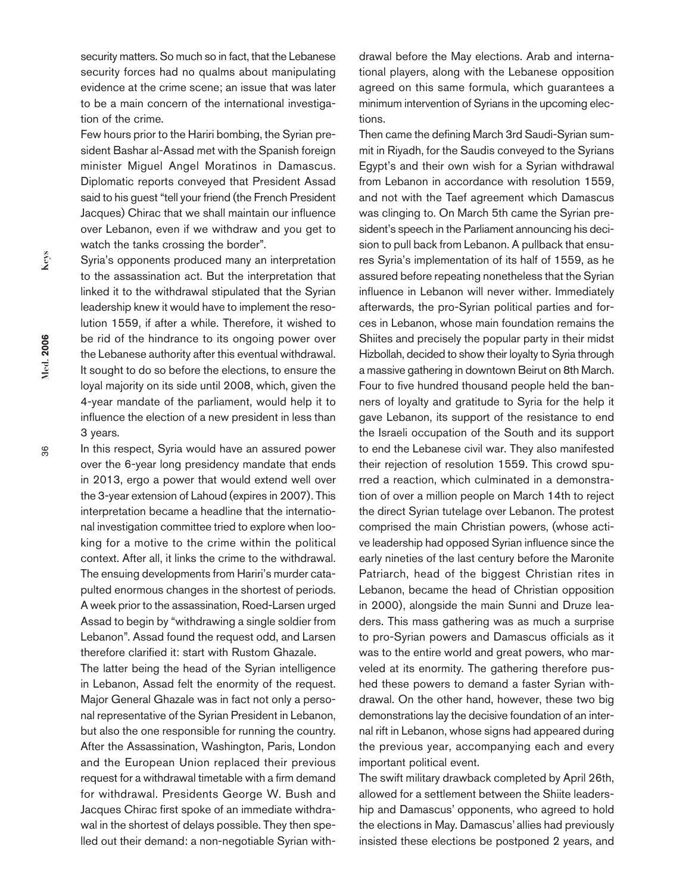security matters. So much so in fact, that the Lebanese security forces had no qualms about manipulating evidence at the crime scene; an issue that was later to be a main concern of the international investigation of the crime.

Few hours prior to the Hariri bombing, the Syrian president Bashar al-Assad met with the Spanish foreign minister Miguel Angel Moratinos in Damascus. Diplomatic reports conveyed that President Assad said to his guest "tell your friend (the French President Jacques) Chirac that we shall maintain our influence over Lebanon, even if we withdraw and you get to watch the tanks crossing the border".

Syria's opponents produced many an interpretation to the assassination act. But the interpretation that linked it to the withdrawal stipulated that the Syrian leadership knew it would have to implement the resolution 1559, if after a while. Therefore, it wished to be rid of the hindrance to its ongoing power over the Lebanese authority after this eventual withdrawal. It sought to do so before the elections, to ensure the loyal majority on its side until 2008, which, given the 4-year mandate of the parliament, would help it to influence the election of a new president in less than 3 years.

In this respect, Syria would have an assured power over the 6-year long presidency mandate that ends in 2013, ergo a power that would extend well over the 3-year extension of Lahoud (expires in 2007). This interpretation became a headline that the international investigation committee tried to explore when looking for a motive to the crime within the political context. After all, it links the crime to the withdrawal. The ensuing developments from Hariri's murder catapulted enormous changes in the shortest of periods. A week prior to the assassination, Roed-Larsen urged Assad to begin by "withdrawing a single soldier from Lebanon". Assad found the request odd, and Larsen therefore clarified it: start with Rustom Ghazale.

The latter being the head of the Syrian intelligence in Lebanon, Assad felt the enormity of the request. Major General Ghazale was in fact not only a personal representative of the Syrian President in Lebanon, but also the one responsible for running the country. After the Assassination, Washington, Paris, London and the European Union replaced their previous request for a withdrawal timetable with a firm demand for withdrawal. Presidents George W. Bush and Jacques Chirac first spoke of an immediate withdrawal in the shortest of delays possible. They then spelled out their demand: a non-negotiable Syrian withdrawal before the May elections. Arab and international players, along with the Lebanese opposition agreed on this same formula, which guarantees a minimum intervention of Syrians in the upcoming elections.

Then came the defining March 3rd Saudi-Syrian summit in Riyadh, for the Saudis conveyed to the Syrians Egypt's and their own wish for a Syrian withdrawal from Lebanon in accordance with resolution 1559, and not with the Taef agreement which Damascus was clinging to. On March 5th came the Syrian president's speech in the Parliament announcing his decision to pull back from Lebanon. A pullback that ensures Syria's implementation of its half of 1559, as he assured before repeating nonetheless that the Syrian influence in Lebanon will never wither. Immediately afterwards, the pro-Syrian political parties and forces in Lebanon, whose main foundation remains the Shiites and precisely the popular party in their midst Hizbollah, decided to show their loyalty to Syria through a massive gathering in downtown Beirut on 8th March. Four to five hundred thousand people held the banners of loyalty and gratitude to Syria for the help it gave Lebanon, its support of the resistance to end the Israeli occupation of the South and its support to end the Lebanese civil war. They also manifested their rejection of resolution 1559. This crowd spurred a reaction, which culminated in a demonstration of over a million people on March 14th to reject the direct Syrian tutelage over Lebanon. The protest comprised the main Christian powers, (whose active leadership had opposed Syrian influence since the early nineties of the last century before the Maronite Patriarch, head of the biggest Christian rites in Lebanon, became the head of Christian opposition in 2000), alongside the main Sunni and Druze leaders. This mass gathering was as much a surprise to pro-Syrian powers and Damascus officials as it was to the entire world and great powers, who marveled at its enormity. The gathering therefore pushed these powers to demand a faster Syrian withdrawal. On the other hand, however, these two big demonstrations lay the decisive foundation of an internal rift in Lebanon, whose signs had appeared during the previous year, accompanying each and every important political event.

The swift military drawback completed by April 26th, allowed for a settlement between the Shiite leadership and Damascus' opponents, who agreed to hold the elections in May. Damascus' allies had previously insisted these elections be postponed 2 years, and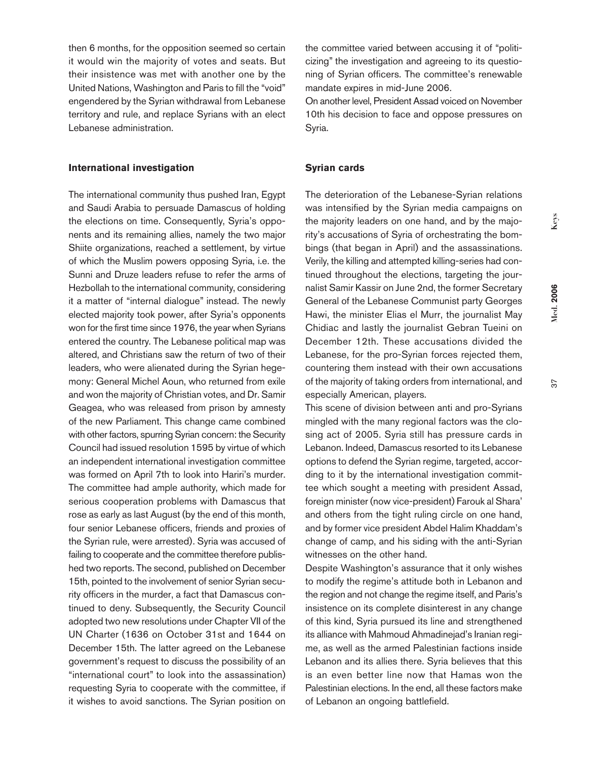then 6 months, for the opposition seemed so certain it would win the majority of votes and seats. But their insistence was met with another one by the United Nations, Washington and Paris to fill the "void" engendered by the Syrian withdrawal from Lebanese territory and rule, and replace Syrians with an elect Lebanese administration.

**International investigation**

The international community thus pushed Iran, Egypt and Saudi Arabia to persuade Damascus of holding the elections on time. Consequently, Syria's opponents and its remaining allies, namely the two major Shiite organizations, reached a settlement, by virtue of which the Muslim powers opposing Syria, i.e. the Sunni and Druze leaders refuse to refer the arms of Hezbollah to the international community, considering it a matter of "internal dialogue" instead. The newly elected majority took power, after Syria's opponents won for the first time since 1976, the year when Syrians entered the country. The Lebanese political map was altered, and Christians saw the return of two of their leaders, who were alienated during the Syrian hegemony: General Michel Aoun, who returned from exile and won the majority of Christian votes, and Dr. Samir Geagea, who was released from prison by amnesty of the new Parliament. This change came combined with other factors, spurring Syrian concern: the Security Council had issued resolution 1595 by virtue of which an independent international investigation committee was formed on April 7th to look into Hariri's murder. The committee had ample authority, which made for serious cooperation problems with Damascus that rose as early as last August (by the end of this month, four senior Lebanese officers, friends and proxies of the Syrian rule, were arrested). Syria was accused of failing to cooperate and the committee therefore published two reports. The second, published on December 15th, pointed to the involvement of senior Syrian security officers in the murder, a fact that Damascus continued to deny. Subsequently, the Security Council adopted two new resolutions under Chapter VII of the UN Charter (1636 on October 31st and 1644 on December 15th. The latter agreed on the Lebanese government's request to discuss the possibility of an "international court" to look into the assassination) requesting Syria to cooperate with the committee, if it wishes to avoid sanctions. The Syrian position on the committee varied between accusing it of "politicizing" the investigation and agreeing to its questioning of Syrian officers. The committee's renewable mandate expires in mid-June 2006.

On another level, President Assad voiced on November 10th his decision to face and oppose pressures on Syria.

**Syrian cards**

The deterioration of the Lebanese-Syrian relations was intensified by the Syrian media campaigns on the majority leaders on one hand, and by the majority's accusations of Syria of orchestrating the bombings (that began in April) and the assassinations. Verily, the killing and attempted killing-series had continued throughout the elections, targeting the journalist Samir Kassir on June 2nd, the former Secretary General of the Lebanese Communist party Georges Hawi, the minister Elias el Murr, the journalist May Chidiac and lastly the journalist Gebran Tueini on December 12th. These accusations divided the Lebanese, for the pro-Syrian forces rejected them, countering them instead with their own accusations of the majority of taking orders from international, and especially American, players.

This scene of division between anti and pro-Syrians mingled with the many regional factors was the closing act of 2005. Syria still has pressure cards in Lebanon. Indeed, Damascus resorted to its Lebanese options to defend the Syrian regime, targeted, according to it by the international investigation committee which sought a meeting with president Assad, foreign minister (now vice-president) Farouk al Shara' and others from the tight ruling circle on one hand, and by former vice president Abdel Halim Khaddam's change of camp, and his siding with the anti-Syrian witnesses on the other hand.

Despite Washington's assurance that it only wishes to modify the regime's attitude both in Lebanon and the region and not change the regime itself, and Paris's insistence on its complete disinterest in any change of this kind, Syria pursued its line and strengthened its alliance with Mahmoud Ahmadinejad's Iranian regime, as well as the armed Palestinian factions inside Lebanon and its allies there. Syria believes that this is an even better line now that Hamas won the Palestinian elections. In the end, all these factors make of Lebanon an ongoing battlefield.